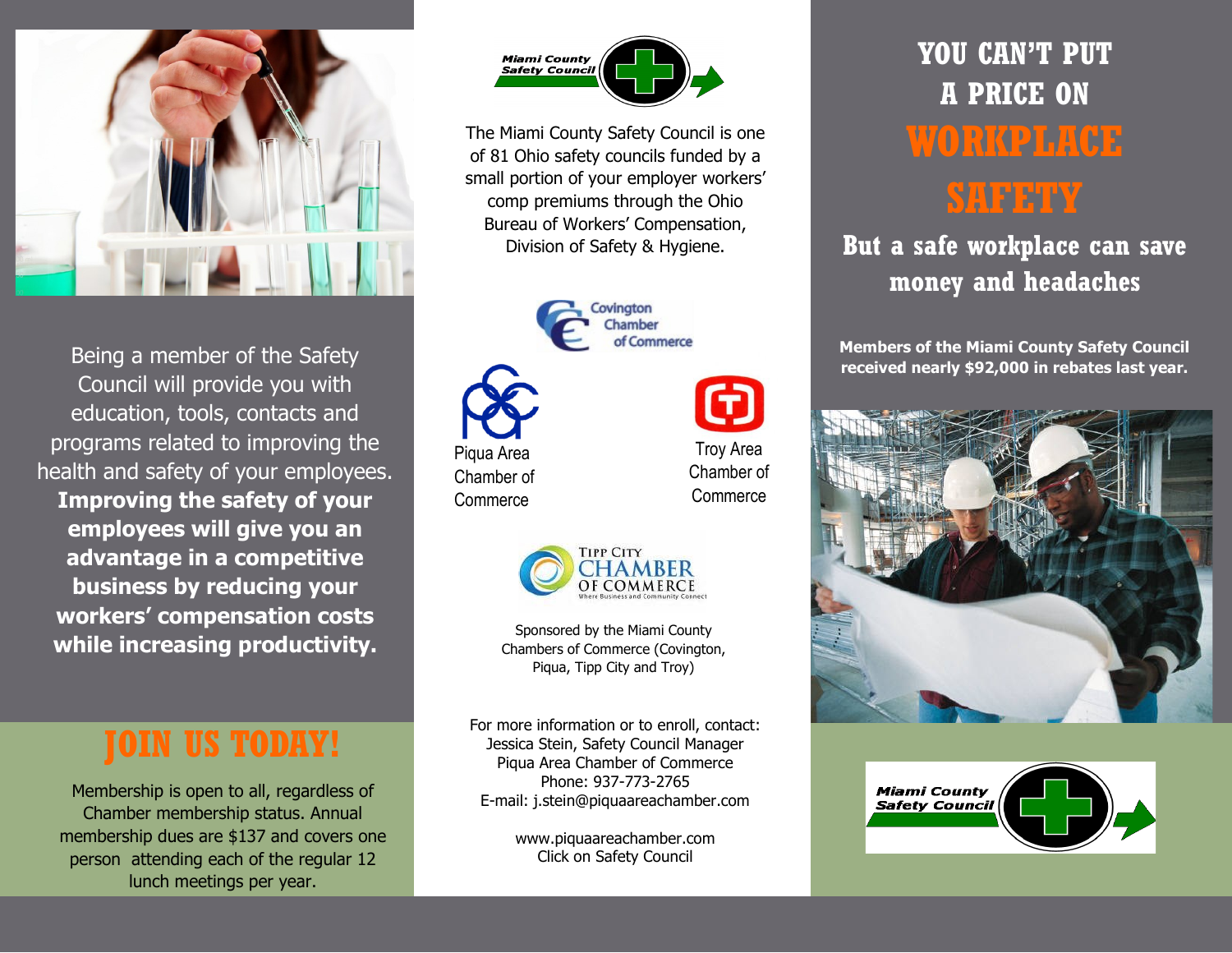Being a member of the Safety Council will provide you with education, tools, contacts and programs related to improving the health and safety of your employees. **Improving the safety of your employees will give you an advantage in a competitive business by reducing your workers' compensation costs while increasing productivity.**

## JOIN US TODAY!

Membership is open to all, regardless of Chamber membership status. Annual membership dues are $137 and covers one person attending each of the regular 12 lunch meetings per year.

Miami County Safety Council

The Miami County Safety Council is one of 81 Ohio safety councils funded by a small portion of your employer workers' comp premiums through the Ohio Bureau of Workers' Compensation, Division of Safety & Hygiene.

Covington Chamber of Commerce

Piqua Area Chamber of Commerce

Troy Area Chamber of Commerce

Tipp City Chamber of Commerce — Where Business and Community Connect

Sponsored by the Miami County Chambers of Commerce (Covington, Piqua, Tipp City and Troy)

For more information or to enroll, contact:
Jessica Stein, Safety Council Manager
Piqua Area Chamber of Commerce
Phone: 937-773-2765
E-mail: j.stein@piquaareachamber.com

www.piquaareachamber.com
Click on Safety Council

# YOU CAN'T PUT A PRICE ON WORKPLACE SAFETY

## But a safe workplace can save money and headaches

**Members of the Miami County Safety Council received nearly $92,000 in rebates last year.**

Miami County Safety Council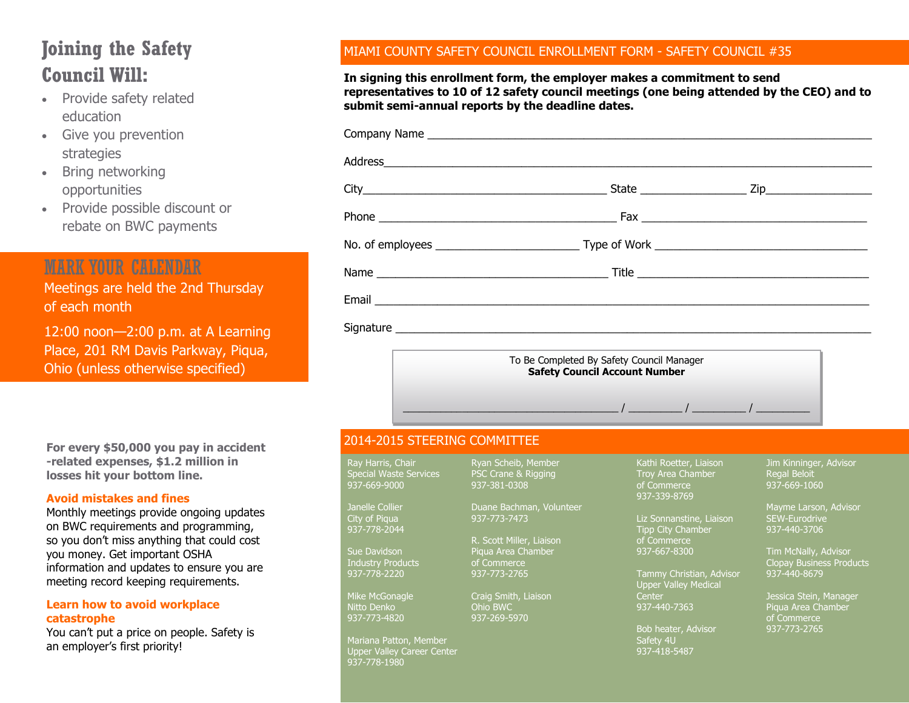## Joining the Safety Council Will:

- Provide safety related education
- Give you prevention strategies
- Bring networking opportunities
- Provide possible discount or rebate on BWC payments

## MARK YOUR CALENDAR

Meetings are held the 2nd Thursday of each month

12:00 noon—2:00 p.m. at A Learning Place, 201 RM Davis Parkway, Piqua, Ohio (unless otherwise specified)

**For every $50,000 you pay in accident-related expenses, $1.2 million in losses hit your bottom line.**

**Avoid mistakes and fines**

Monthly meetings provide ongoing updates on BWC requirements and programming, so you don't miss anything that could cost you money. Get important OSHA information and updates to ensure you are meeting record keeping requirements.

**Learn how to avoid workplace catastrophe**

You can't put a price on people. Safety is an employer's first priority!

## MIAMI COUNTY SAFETY COUNCIL ENROLLMENT FORM - SAFETY COUNCIL #35

**In signing this enrollment form, the employer makes a commitment to send representatives to 10 of 12 safety council meetings (one being attended by the CEO) and to submit semi-annual reports by the deadline dates.**

Company Name ______________________________

Address ______________________________

City ____________________ State __________ Zip __________

Phone ____________________ Fax ____________________

No. of employees ____________ Type of Work ____________________

Name ____________________ Title ____________________

Email ______________________________

Signature ______________________________

To Be Completed By Safety Council Manager
**Safety Council Account Number**

____________________ / ________ / ________ / ________

## 2014-2015 STEERING COMMITTEE

Ray Harris, Chair
Special Waste Services
937-669-9000

Janelle Collier
City of Piqua
937-778-2044

Sue Davidson
Industry Products
937-778-2220

Mike McGonagle
Nitto Denko
937-773-4820

Mariana Patton, Member
Upper Valley Career Center
937-778-1980

Ryan Scheib, Member
PSC Crane & Rigging
937-381-0308

Duane Bachman, Volunteer
937-773-7473

R. Scott Miller, Liaison
Piqua Area Chamber of Commerce
937-773-2765

Craig Smith, Liaison
Ohio BWC
937-269-5970

Kathi Roetter, Liaison
Troy Area Chamber of Commerce
937-339-8769

Liz Sonnanstine, Liaison
Tipp City Chamber of Commerce
937-667-8300

Tammy Christian, Advisor
Upper Valley Medical Center
937-440-7363

Bob heater, Advisor
Safety 4U
937-418-5487

Jim Kinninger, Advisor
Regal Beloit
937-669-1060

Mayme Larson, Advisor
SEW-Eurodrive
937-440-3706

Tim McNally, Advisor
Clopay Business Products
937-440-8679

Jessica Stein, Manager
Piqua Area Chamber of Commerce
937-773-2765